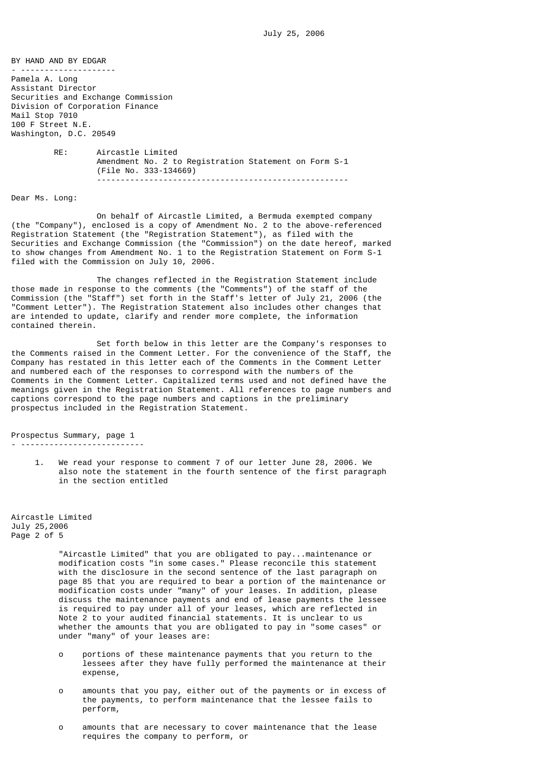July 25, 2006

BY HAND AND BY EDGAR

Pamela A. Long
Assistant Director
Securities and Exchange Commission
Division of Corporation Finance
Mail Stop 7010
100 F Street N.E.
Washington, D.C. 20549

RE: Aircastle Limited
Amendment No. 2 to Registration Statement on Form S-1
(File No. 333-134669)

Dear Ms. Long:

On behalf of Aircastle Limited, a Bermuda exempted company (the "Company"), enclosed is a copy of Amendment No. 2 to the above-referenced Registration Statement (the "Registration Statement"), as filed with the Securities and Exchange Commission (the "Commission") on the date hereof, marked to show changes from Amendment No. 1 to the Registration Statement on Form S-1 filed with the Commission on July 10, 2006.

The changes reflected in the Registration Statement include those made in response to the comments (the "Comments") of the staff of the Commission (the "Staff") set forth in the Staff's letter of July 21, 2006 (the "Comment Letter"). The Registration Statement also includes other changes that are intended to update, clarify and render more complete, the information contained therein.

Set forth below in this letter are the Company's responses to the Comments raised in the Comment Letter. For the convenience of the Staff, the Company has restated in this letter each of the Comments in the Comment Letter and numbered each of the responses to correspond with the numbers of the Comments in the Comment Letter. Capitalized terms used and not defined have the meanings given in the Registration Statement. All references to page numbers and captions correspond to the page numbers and captions in the preliminary prospectus included in the Registration Statement.

## Prospectus Summary, page 1

1. We read your response to comment 7 of our letter June 28, 2006. We also note the statement in the fourth sentence of the first paragraph in the section entitled "Aircastle Limited" that you are obligated to pay...maintenance or modification costs "in some cases." Please reconcile this statement with the disclosure in the second sentence of the last paragraph on page 85 that you are required to bear a portion of the maintenance or modification costs under "many" of your leases. In addition, please discuss the maintenance payments and end of lease payments the lessee is required to pay under all of your leases, which are reflected in Note 2 to your audited financial statements. It is unclear to us whether the amounts that you are obligated to pay in "some cases" or under "many" of your leases are:

   - portions of these maintenance payments that you return to the lessees after they have fully performed the maintenance at their expense,
   - amounts that you pay, either out of the payments or in excess of the payments, to perform maintenance that the lessee fails to perform,
   - amounts that are necessary to cover maintenance that the lease requires the company to perform, or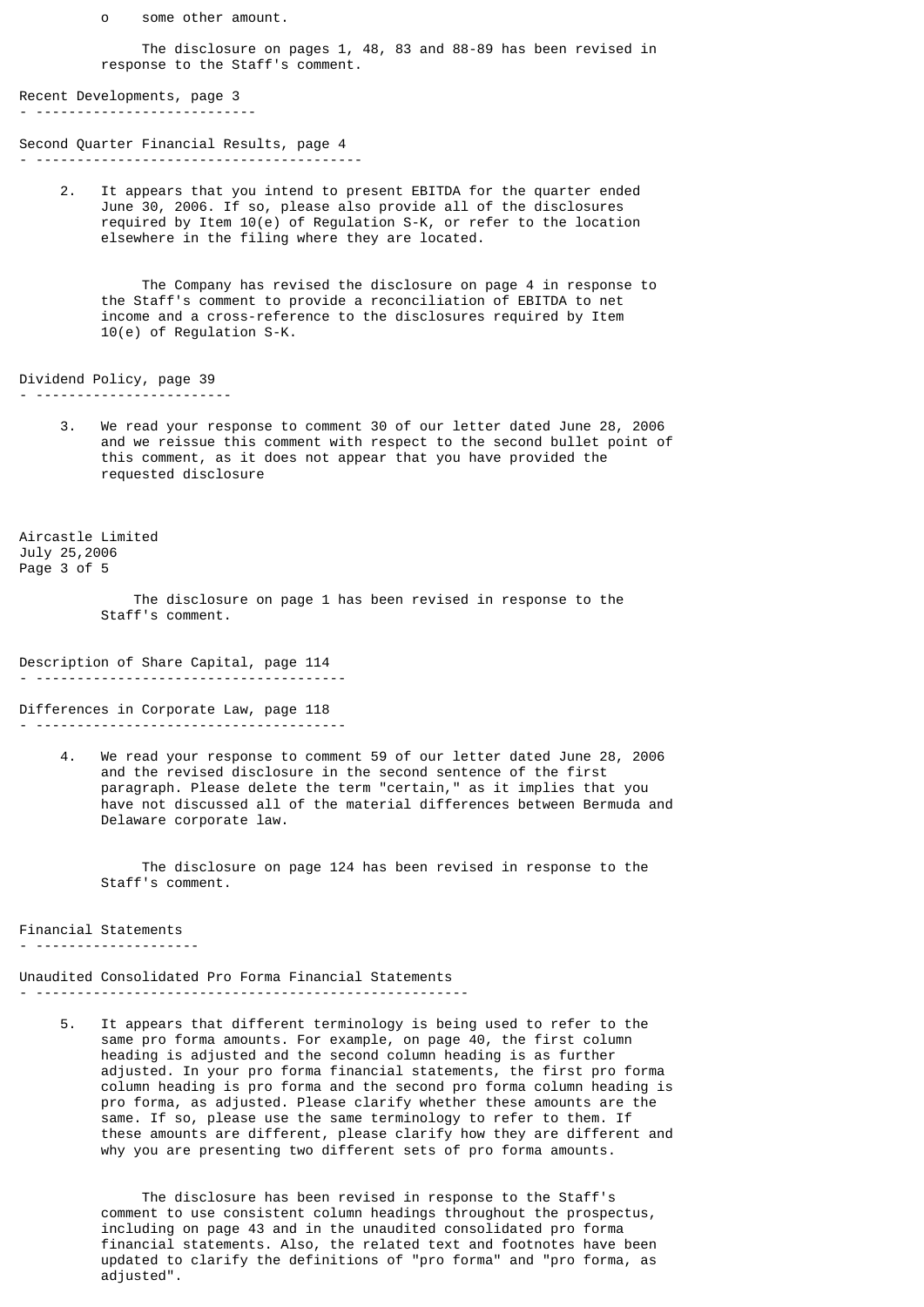- some other amount.

The disclosure on pages 1, 48, 83 and 88-89 has been revised in response to the Staff's comment.

Recent Developments, page 3

Second Quarter Financial Results, page 4

2. It appears that you intend to present EBITDA for the quarter ended June 30, 2006. If so, please also provide all of the disclosures required by Item 10(e) of Regulation S-K, or refer to the location elsewhere in the filing where they are located.

The Company has revised the disclosure on page 4 in response to the Staff's comment to provide a reconciliation of EBITDA to net income and a cross-reference to the disclosures required by Item 10(e) of Regulation S-K.

Dividend Policy, page 39

3. We read your response to comment 30 of our letter dated June 28, 2006 and we reissue this comment with respect to the second bullet point of this comment, as it does not appear that you have provided the requested disclosure

Aircastle Limited
July 25,2006
Page 3 of 5

The disclosure on page 1 has been revised in response to the Staff's comment.

Description of Share Capital, page 114

Differences in Corporate Law, page 118

4. We read your response to comment 59 of our letter dated June 28, 2006 and the revised disclosure in the second sentence of the first paragraph. Please delete the term "certain," as it implies that you have not discussed all of the material differences between Bermuda and Delaware corporate law.

The disclosure on page 124 has been revised in response to the Staff's comment.

Financial Statements

Unaudited Consolidated Pro Forma Financial Statements

5. It appears that different terminology is being used to refer to the same pro forma amounts. For example, on page 40, the first column heading is adjusted and the second column heading is as further adjusted. In your pro forma financial statements, the first pro forma column heading is pro forma and the second pro forma column heading is pro forma, as adjusted. Please clarify whether these amounts are the same. If so, please use the same terminology to refer to them. If these amounts are different, please clarify how they are different and why you are presenting two different sets of pro forma amounts.

The disclosure has been revised in response to the Staff's comment to use consistent column headings throughout the prospectus, including on page 43 and in the unaudited consolidated pro forma financial statements. Also, the related text and footnotes have been updated to clarify the definitions of "pro forma" and "pro forma, as adjusted".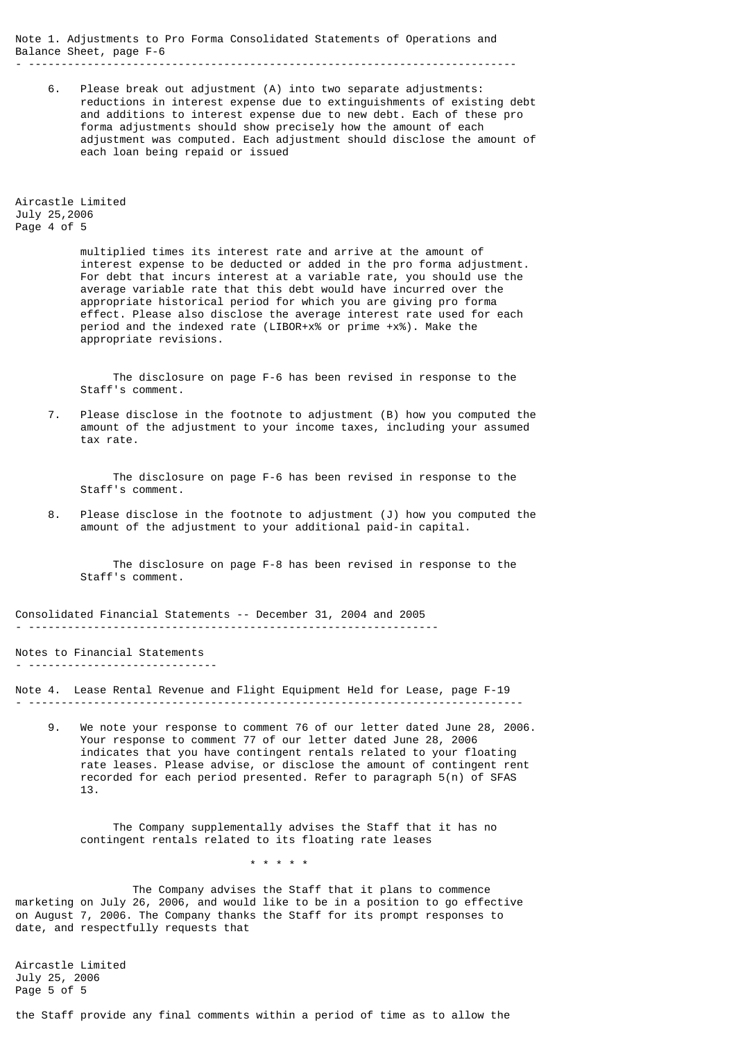Note 1. Adjustments to Pro Forma Consolidated Statements of Operations and Balance Sheet, page F-6

6. Please break out adjustment (A) into two separate adjustments: reductions in interest expense due to extinguishments of existing debt and additions to interest expense due to new debt. Each of these pro forma adjustments should show precisely how the amount of each adjustment was computed. Each adjustment should disclose the amount of each loan being repaid or issued multiplied times its interest rate and arrive at the amount of interest expense to be deducted or added in the pro forma adjustment. For debt that incurs interest at a variable rate, you should use the average variable rate that this debt would have incurred over the appropriate historical period for which you are giving pro forma effect. Please also disclose the average interest rate used for each period and the indexed rate (LIBOR+x% or prime +x%). Make the appropriate revisions.

   The disclosure on page F-6 has been revised in response to the Staff's comment.

7. Please disclose in the footnote to adjustment (B) how you computed the amount of the adjustment to your income taxes, including your assumed tax rate.

   The disclosure on page F-6 has been revised in response to the Staff's comment.

8. Please disclose in the footnote to adjustment (J) how you computed the amount of the adjustment to your additional paid-in capital.

   The disclosure on page F-8 has been revised in response to the Staff's comment.

Consolidated Financial Statements -- December 31, 2004 and 2005

Notes to Financial Statements

Note 4. Lease Rental Revenue and Flight Equipment Held for Lease, page F-19

9. We note your response to comment 76 of our letter dated June 28, 2006. Your response to comment 77 of our letter dated June 28, 2006 indicates that you have contingent rentals related to your floating rate leases. Please advise, or disclose the amount of contingent rent recorded for each period presented. Refer to paragraph 5(n) of SFAS 13.

   The Company supplementally advises the Staff that it has no contingent rentals related to its floating rate leases

\* \* \* \* \*

The Company advises the Staff that it plans to commence marketing on July 26, 2006, and would like to be in a position to go effective on August 7, 2006. The Company thanks the Staff for its prompt responses to date, and respectfully requests that the Staff provide any final comments within a period of time as to allow the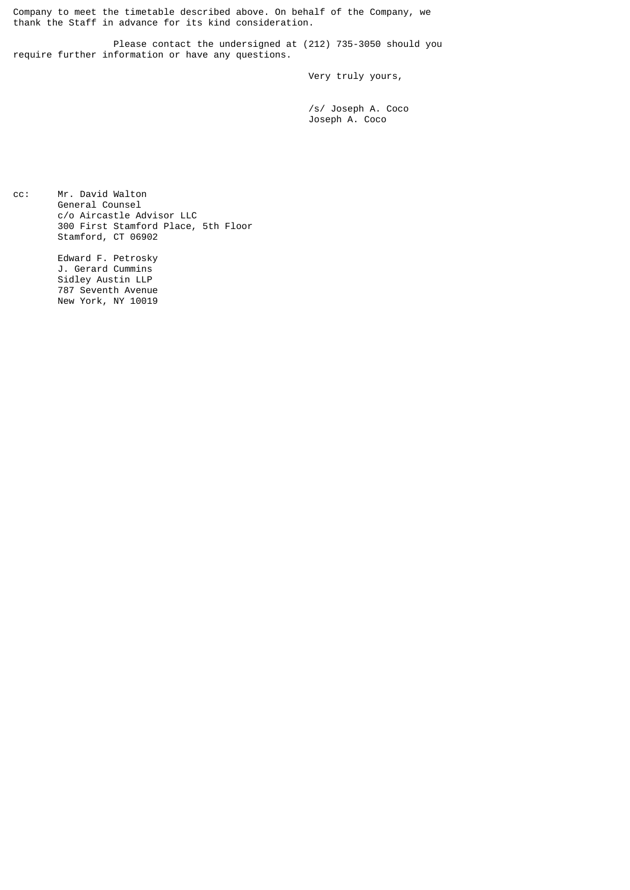Company to meet the timetable described above. On behalf of the Company, we thank the Staff in advance for its kind consideration.

Please contact the undersigned at (212) 735-3050 should you require further information or have any questions.

Very truly yours,

/s/ Joseph A. Coco
Joseph A. Coco

cc: Mr. David Walton
General Counsel
c/o Aircastle Advisor LLC
300 First Stamford Place, 5th Floor
Stamford, CT 06902

Edward F. Petrosky
J. Gerard Cummins
Sidley Austin LLP
787 Seventh Avenue
New York, NY 10019